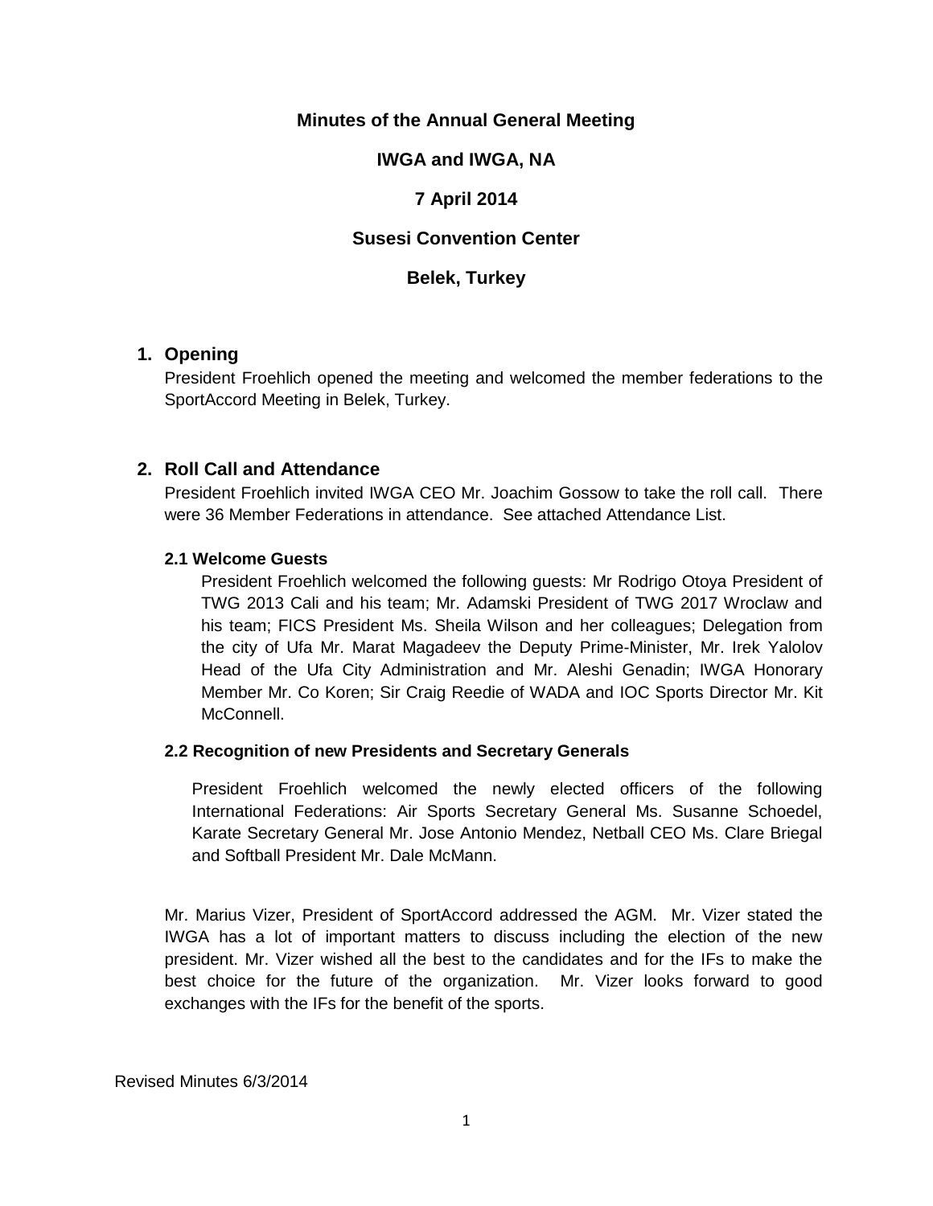# Minutes of the Annual General Meeting

# IWGA and IWGA, NA

# 7 April 2014

# Susesi Convention Center

# Belek, Turkey

## 1. Opening

President Froehlich opened the meeting and welcomed the member federations to the SportAccord Meeting in Belek, Turkey.

## 2. Roll Call and Attendance

President Froehlich invited IWGA CEO Mr. Joachim Gossow to take the roll call. There were 36 Member Federations in attendance. See attached Attendance List.

### 2.1 Welcome Guests

President Froehlich welcomed the following guests: Mr Rodrigo Otoya President of TWG 2013 Cali and his team; Mr. Adamski President of TWG 2017 Wroclaw and his team; FICS President Ms. Sheila Wilson and her colleagues; Delegation from the city of Ufa Mr. Marat Magadeev the Deputy Prime-Minister, Mr. Irek Yalolov Head of the Ufa City Administration and Mr. Aleshi Genadin; IWGA Honorary Member Mr. Co Koren; Sir Craig Reedie of WADA and IOC Sports Director Mr. Kit McConnell.

### 2.2 Recognition of new Presidents and Secretary Generals

President Froehlich welcomed the newly elected officers of the following International Federations: Air Sports Secretary General Ms. Susanne Schoedel, Karate Secretary General Mr. Jose Antonio Mendez, Netball CEO Ms. Clare Briegal and Softball President Mr. Dale McMann.

Mr. Marius Vizer, President of SportAccord addressed the AGM. Mr. Vizer stated the IWGA has a lot of important matters to discuss including the election of the new president. Mr. Vizer wished all the best to the candidates and for the IFs to make the best choice for the future of the organization. Mr. Vizer looks forward to good exchanges with the IFs for the benefit of the sports.

Revised Minutes 6/3/2014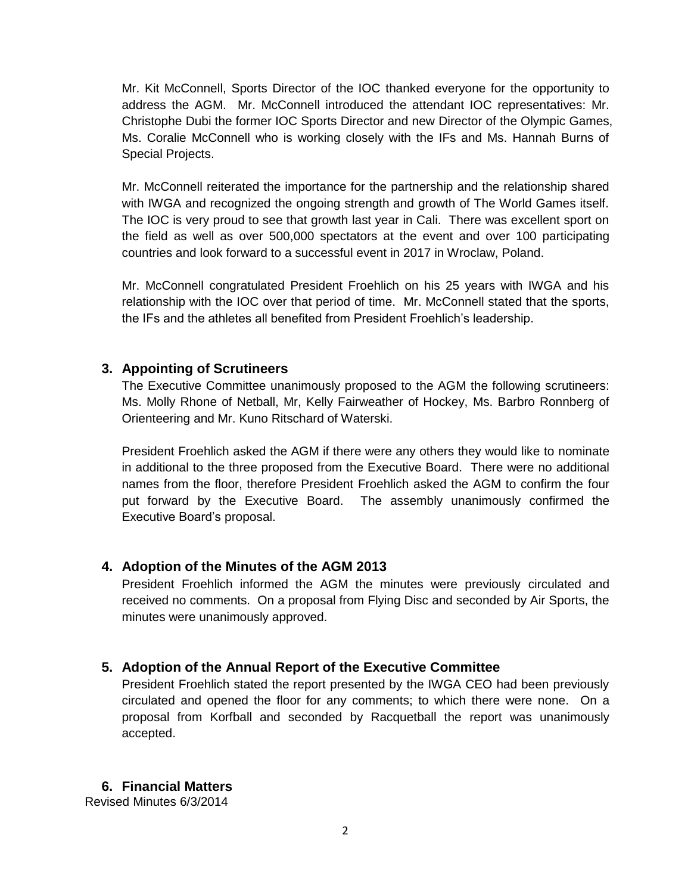Mr. Kit McConnell, Sports Director of the IOC thanked everyone for the opportunity to address the AGM. Mr. McConnell introduced the attendant IOC representatives: Mr. Christophe Dubi the former IOC Sports Director and new Director of the Olympic Games, Ms. Coralie McConnell who is working closely with the IFs and Ms. Hannah Burns of Special Projects.

Mr. McConnell reiterated the importance for the partnership and the relationship shared with IWGA and recognized the ongoing strength and growth of The World Games itself. The IOC is very proud to see that growth last year in Cali. There was excellent sport on the field as well as over 500,000 spectators at the event and over 100 participating countries and look forward to a successful event in 2017 in Wroclaw, Poland.

Mr. McConnell congratulated President Froehlich on his 25 years with IWGA and his relationship with the IOC over that period of time. Mr. McConnell stated that the sports, the IFs and the athletes all benefited from President Froehlich's leadership.

## 3. Appointing of Scrutineers

The Executive Committee unanimously proposed to the AGM the following scrutineers: Ms. Molly Rhone of Netball, Mr, Kelly Fairweather of Hockey, Ms. Barbro Ronnberg of Orienteering and Mr. Kuno Ritschard of Waterski.

President Froehlich asked the AGM if there were any others they would like to nominate in additional to the three proposed from the Executive Board. There were no additional names from the floor, therefore President Froehlich asked the AGM to confirm the four put forward by the Executive Board. The assembly unanimously confirmed the Executive Board's proposal.

## 4. Adoption of the Minutes of the AGM 2013

President Froehlich informed the AGM the minutes were previously circulated and received no comments. On a proposal from Flying Disc and seconded by Air Sports, the minutes were unanimously approved.

## 5. Adoption of the Annual Report of the Executive Committee

President Froehlich stated the report presented by the IWGA CEO had been previously circulated and opened the floor for any comments; to which there were none. On a proposal from Korfball and seconded by Racquetball the report was unanimously accepted.

## 6. Financial Matters

Revised Minutes 6/3/2014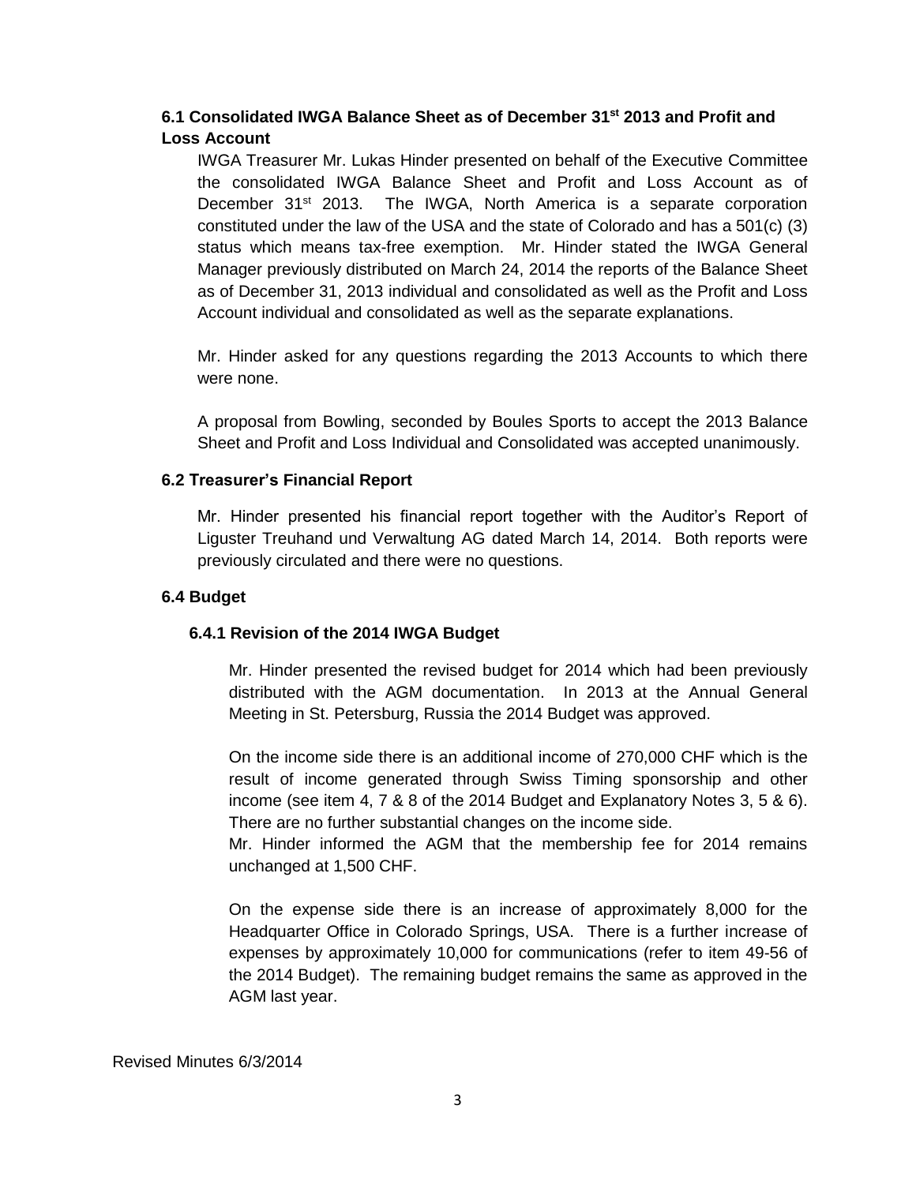### 6.1 Consolidated IWGA Balance Sheet as of December 31st 2013 and Profit and Loss Account

IWGA Treasurer Mr. Lukas Hinder presented on behalf of the Executive Committee the consolidated IWGA Balance Sheet and Profit and Loss Account as of December 31st 2013. The IWGA, North America is a separate corporation constituted under the law of the USA and the state of Colorado and has a 501(c) (3) status which means tax-free exemption. Mr. Hinder stated the IWGA General Manager previously distributed on March 24, 2014 the reports of the Balance Sheet as of December 31, 2013 individual and consolidated as well as the Profit and Loss Account individual and consolidated as well as the separate explanations.

Mr. Hinder asked for any questions regarding the 2013 Accounts to which there were none.

A proposal from Bowling, seconded by Boules Sports to accept the 2013 Balance Sheet and Profit and Loss Individual and Consolidated was accepted unanimously.

### 6.2 Treasurer's Financial Report

Mr. Hinder presented his financial report together with the Auditor's Report of Liguster Treuhand und Verwaltung AG dated March 14, 2014. Both reports were previously circulated and there were no questions.

### 6.4 Budget

#### 6.4.1 Revision of the 2014 IWGA Budget

Mr. Hinder presented the revised budget for 2014 which had been previously distributed with the AGM documentation. In 2013 at the Annual General Meeting in St. Petersburg, Russia the 2014 Budget was approved.

On the income side there is an additional income of 270,000 CHF which is the result of income generated through Swiss Timing sponsorship and other income (see item 4, 7 & 8 of the 2014 Budget and Explanatory Notes 3, 5 & 6). There are no further substantial changes on the income side.
Mr. Hinder informed the AGM that the membership fee for 2014 remains unchanged at 1,500 CHF.

On the expense side there is an increase of approximately 8,000 for the Headquarter Office in Colorado Springs, USA. There is a further increase of expenses by approximately 10,000 for communications (refer to item 49-56 of the 2014 Budget). The remaining budget remains the same as approved in the AGM last year.

Revised Minutes 6/3/2014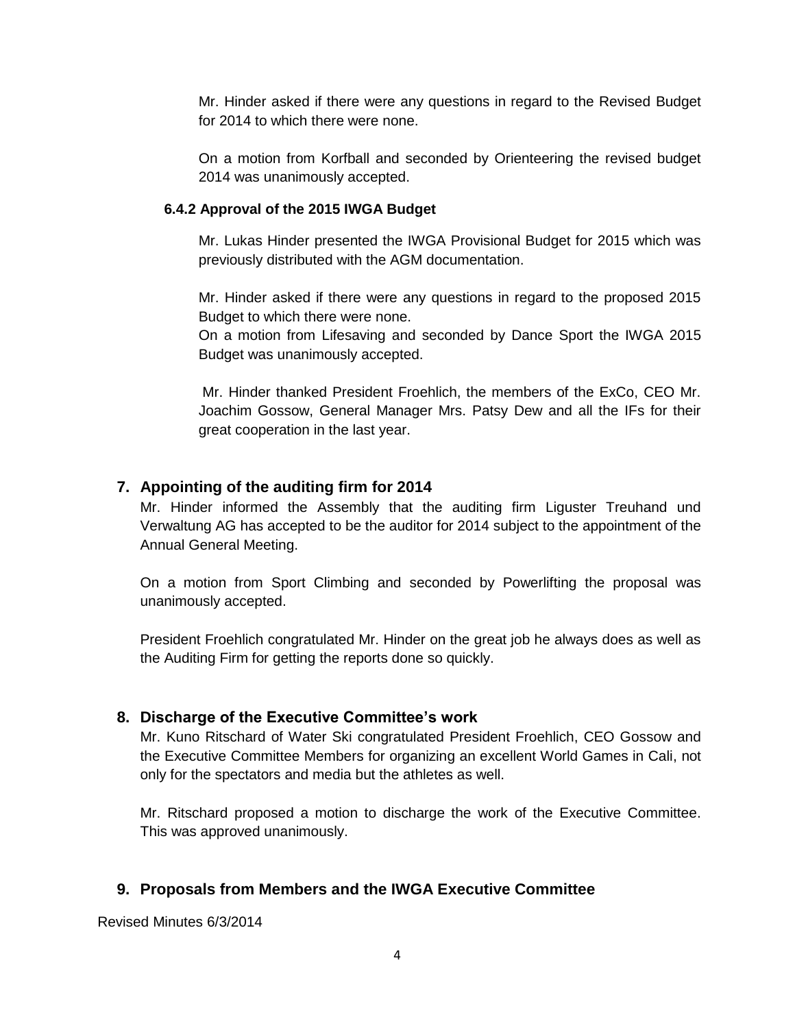Mr. Hinder asked if there were any questions in regard to the Revised Budget for 2014 to which there were none.

On a motion from Korfball and seconded by Orienteering the revised budget 2014 was unanimously accepted.

#### 6.4.2 Approval of the 2015 IWGA Budget

Mr. Lukas Hinder presented the IWGA Provisional Budget for 2015 which was previously distributed with the AGM documentation.

Mr. Hinder asked if there were any questions in regard to the proposed 2015 Budget to which there were none.
On a motion from Lifesaving and seconded by Dance Sport the IWGA 2015 Budget was unanimously accepted.

Mr. Hinder thanked President Froehlich, the members of the ExCo, CEO Mr. Joachim Gossow, General Manager Mrs. Patsy Dew and all the IFs for their great cooperation in the last year.

## 7. Appointing of the auditing firm for 2014

Mr. Hinder informed the Assembly that the auditing firm Liguster Treuhand und Verwaltung AG has accepted to be the auditor for 2014 subject to the appointment of the Annual General Meeting.

On a motion from Sport Climbing and seconded by Powerlifting the proposal was unanimously accepted.

President Froehlich congratulated Mr. Hinder on the great job he always does as well as the Auditing Firm for getting the reports done so quickly.

## 8. Discharge of the Executive Committee's work

Mr. Kuno Ritschard of Water Ski congratulated President Froehlich, CEO Gossow and the Executive Committee Members for organizing an excellent World Games in Cali, not only for the spectators and media but the athletes as well.

Mr. Ritschard proposed a motion to discharge the work of the Executive Committee. This was approved unanimously.

## 9. Proposals from Members and the IWGA Executive Committee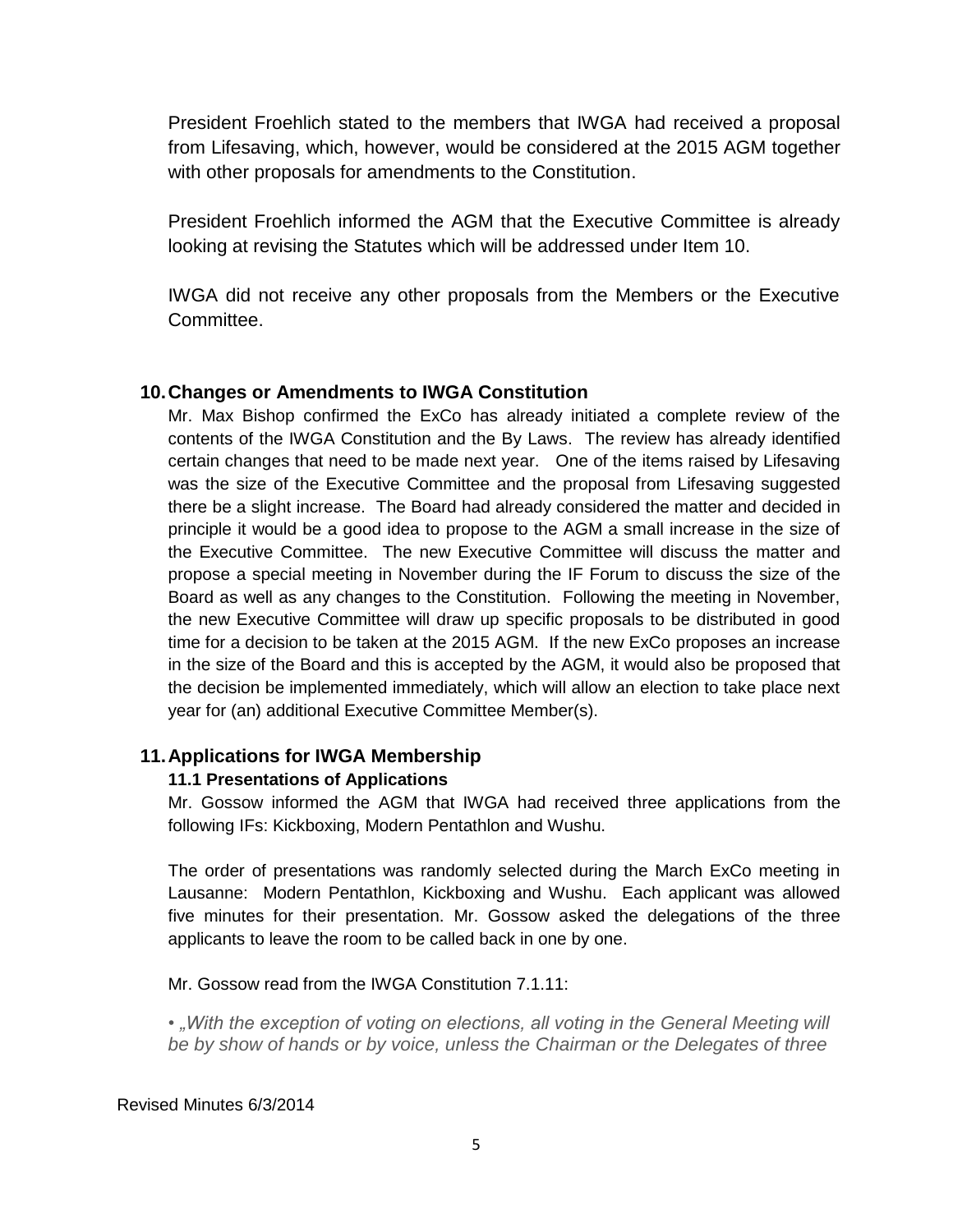President Froehlich stated to the members that IWGA had received a proposal from Lifesaving, which, however, would be considered at the 2015 AGM together with other proposals for amendments to the Constitution.

President Froehlich informed the AGM that the Executive Committee is already looking at revising the Statutes which will be addressed under Item 10.

IWGA did not receive any other proposals from the Members or the Executive Committee.

## 10. Changes or Amendments to IWGA Constitution

Mr. Max Bishop confirmed the ExCo has already initiated a complete review of the contents of the IWGA Constitution and the By Laws. The review has already identified certain changes that need to be made next year. One of the items raised by Lifesaving was the size of the Executive Committee and the proposal from Lifesaving suggested there be a slight increase. The Board had already considered the matter and decided in principle it would be a good idea to propose to the AGM a small increase in the size of the Executive Committee. The new Executive Committee will discuss the matter and propose a special meeting in November during the IF Forum to discuss the size of the Board as well as any changes to the Constitution. Following the meeting in November, the new Executive Committee will draw up specific proposals to be distributed in good time for a decision to be taken at the 2015 AGM. If the new ExCo proposes an increase in the size of the Board and this is accepted by the AGM, it would also be proposed that the decision be implemented immediately, which will allow an election to take place next year for (an) additional Executive Committee Member(s).

## 11. Applications for IWGA Membership

### 11.1 Presentations of Applications

Mr. Gossow informed the AGM that IWGA had received three applications from the following IFs: Kickboxing, Modern Pentathlon and Wushu.

The order of presentations was randomly selected during the March ExCo meeting in Lausanne: Modern Pentathlon, Kickboxing and Wushu. Each applicant was allowed five minutes for their presentation. Mr. Gossow asked the delegations of the three applicants to leave the room to be called back in one by one.

Mr. Gossow read from the IWGA Constitution 7.1.11:

• *„With the exception of voting on elections, all voting in the General Meeting will be by show of hands or by voice, unless the Chairman or the Delegates of three*

Revised Minutes 6/3/2014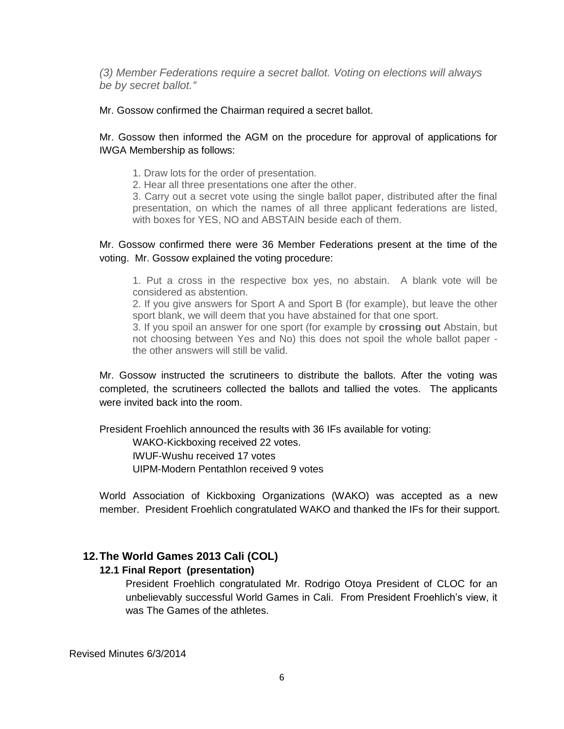*(3) Member Federations require a secret ballot. Voting on elections will always be by secret ballot."*

Mr. Gossow confirmed the Chairman required a secret ballot.

Mr. Gossow then informed the AGM on the procedure for approval of applications for IWGA Membership as follows:

1. Draw lots for the order of presentation.
2. Hear all three presentations one after the other.
3. Carry out a secret vote using the single ballot paper, distributed after the final presentation, on which the names of all three applicant federations are listed, with boxes for YES, NO and ABSTAIN beside each of them.

Mr. Gossow confirmed there were 36 Member Federations present at the time of the voting. Mr. Gossow explained the voting procedure:

1. Put a cross in the respective box yes, no abstain. A blank vote will be considered as abstention.
2. If you give answers for Sport A and Sport B (for example), but leave the other sport blank, we will deem that you have abstained for that one sport.
3. If you spoil an answer for one sport (for example by **crossing out** Abstain, but not choosing between Yes and No) this does not spoil the whole ballot paper - the other answers will still be valid.

Mr. Gossow instructed the scrutineers to distribute the ballots. After the voting was completed, the scrutineers collected the ballots and tallied the votes. The applicants were invited back into the room.

President Froehlich announced the results with 36 IFs available for voting:

WAKO-Kickboxing received 22 votes.
IWUF-Wushu received 17 votes
UIPM-Modern Pentathlon received 9 votes

World Association of Kickboxing Organizations (WAKO) was accepted as a new member. President Froehlich congratulated WAKO and thanked the IFs for their support.

## 12. The World Games 2013 Cali (COL)

### 12.1 Final Report (presentation)

President Froehlich congratulated Mr. Rodrigo Otoya President of CLOC for an unbelievably successful World Games in Cali. From President Froehlich's view, it was The Games of the athletes.

Revised Minutes 6/3/2014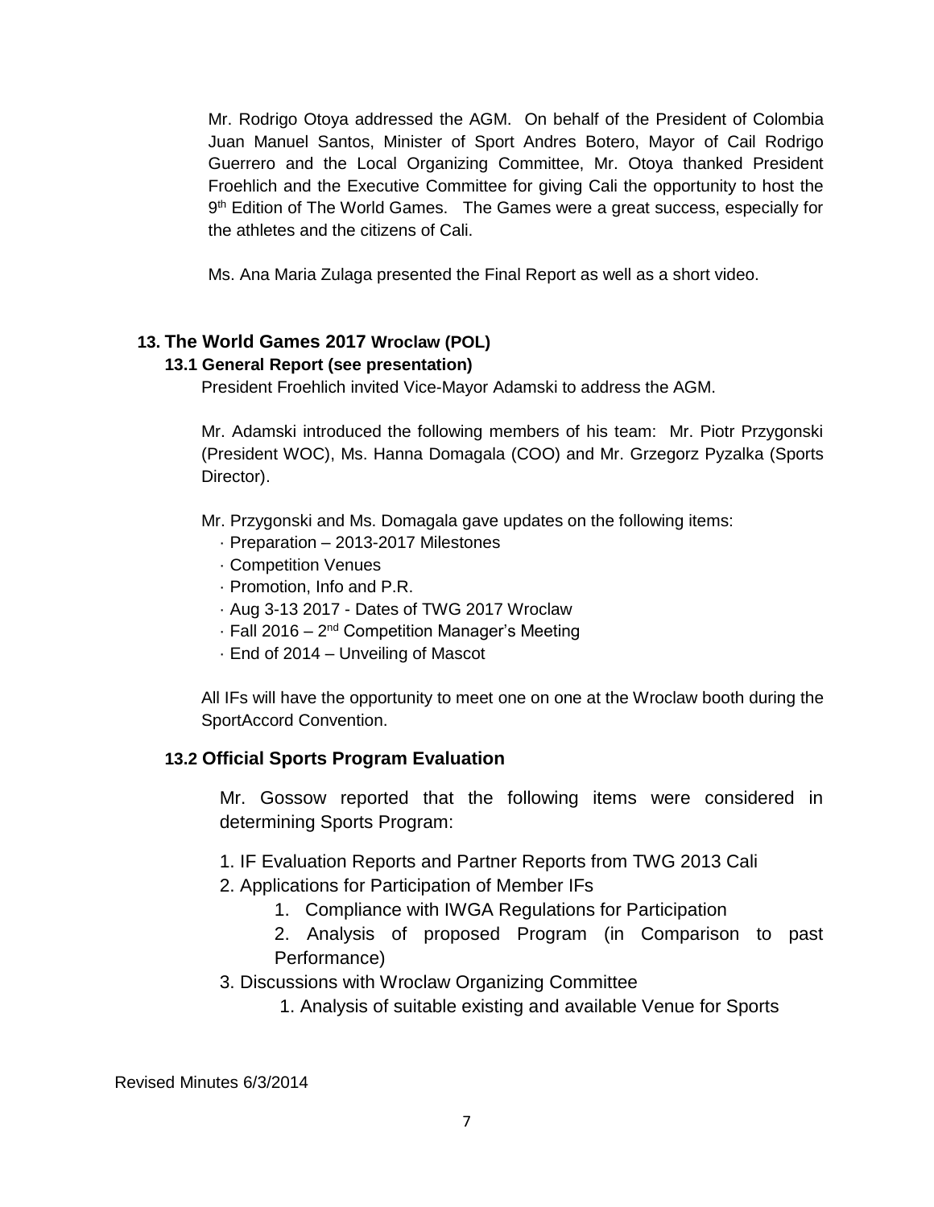Mr. Rodrigo Otoya addressed the AGM. On behalf of the President of Colombia Juan Manuel Santos, Minister of Sport Andres Botero, Mayor of Cail Rodrigo Guerrero and the Local Organizing Committee, Mr. Otoya thanked President Froehlich and the Executive Committee for giving Cali the opportunity to host the 9th Edition of The World Games. The Games were a great success, especially for the athletes and the citizens of Cali.

Ms. Ana Maria Zulaga presented the Final Report as well as a short video.

## 13. The World Games 2017 Wroclaw (POL)

### 13.1 General Report (see presentation)

President Froehlich invited Vice-Mayor Adamski to address the AGM.

Mr. Adamski introduced the following members of his team: Mr. Piotr Przygonski (President WOC), Ms. Hanna Domagala (COO) and Mr. Grzegorz Pyzalka (Sports Director).

Mr. Przygonski and Ms. Domagala gave updates on the following items:

- Preparation – 2013-2017 Milestones
- Competition Venues
- Promotion, Info and P.R.
- Aug 3-13 2017 - Dates of TWG 2017 Wroclaw
- Fall 2016 – 2nd Competition Manager's Meeting
- End of 2014 – Unveiling of Mascot

All IFs will have the opportunity to meet one on one at the Wroclaw booth during the SportAccord Convention.

### 13.2 Official Sports Program Evaluation

Mr. Gossow reported that the following items were considered in determining Sports Program:

1. IF Evaluation Reports and Partner Reports from TWG 2013 Cali
2. Applications for Participation of Member IFs
    1. Compliance with IWGA Regulations for Participation
    2. Analysis of proposed Program (in Comparison to past Performance)
3. Discussions with Wroclaw Organizing Committee
    1. Analysis of suitable existing and available Venue for Sports

Revised Minutes 6/3/2014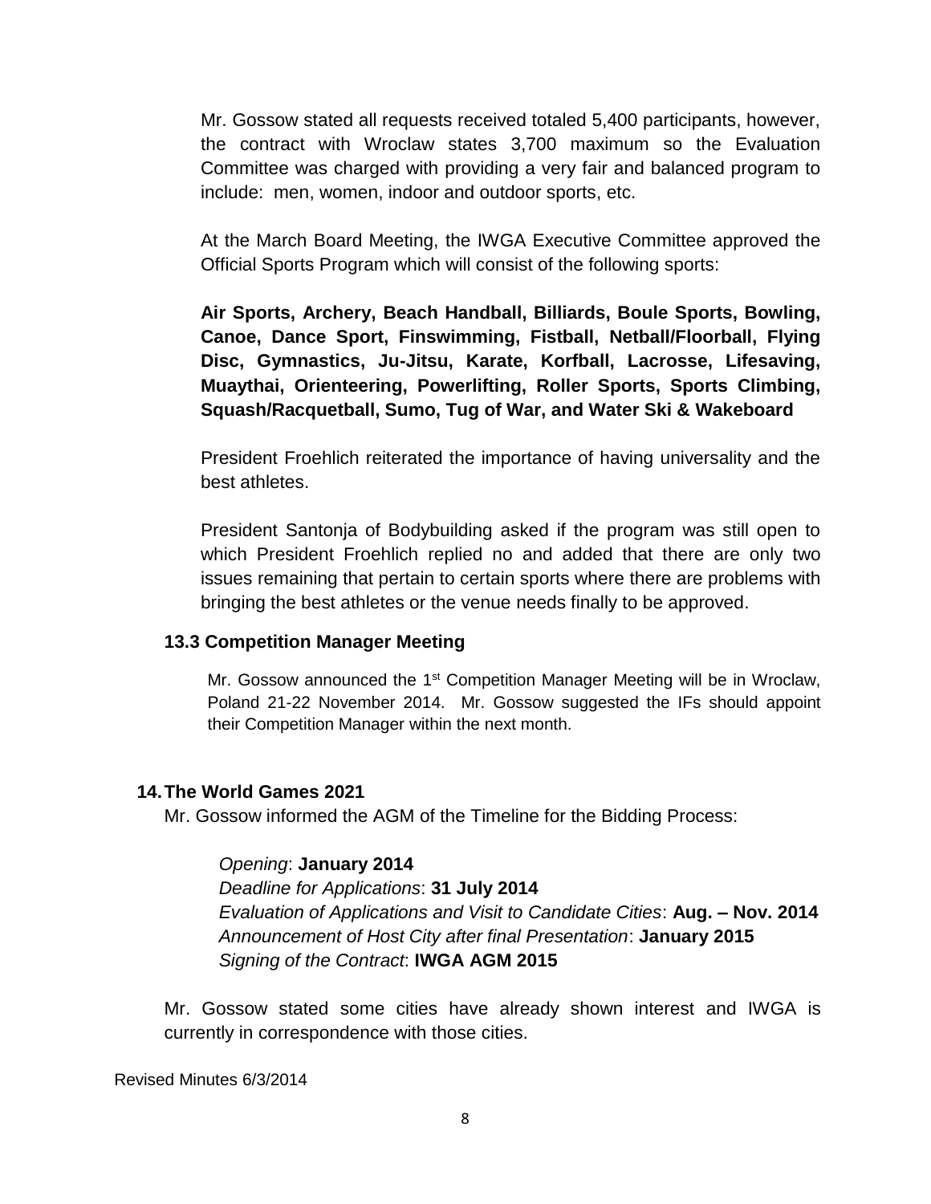Mr. Gossow stated all requests received totaled 5,400 participants, however, the contract with Wroclaw states 3,700 maximum so the Evaluation Committee was charged with providing a very fair and balanced program to include: men, women, indoor and outdoor sports, etc.

At the March Board Meeting, the IWGA Executive Committee approved the Official Sports Program which will consist of the following sports:

**Air Sports, Archery, Beach Handball, Billiards, Boule Sports, Bowling, Canoe, Dance Sport, Finswimming, Fistball, Netball/Floorball, Flying Disc, Gymnastics, Ju-Jitsu, Karate, Korfball, Lacrosse, Lifesaving, Muaythai, Orienteering, Powerlifting, Roller Sports, Sports Climbing, Squash/Racquetball, Sumo, Tug of War, and Water Ski & Wakeboard**

President Froehlich reiterated the importance of having universality and the best athletes.

President Santonja of Bodybuilding asked if the program was still open to which President Froehlich replied no and added that there are only two issues remaining that pertain to certain sports where there are problems with bringing the best athletes or the venue needs finally to be approved.

### 13.3 Competition Manager Meeting

Mr. Gossow announced the 1st Competition Manager Meeting will be in Wroclaw, Poland 21-22 November 2014. Mr. Gossow suggested the IFs should appoint their Competition Manager within the next month.

## 14. The World Games 2021

Mr. Gossow informed the AGM of the Timeline for the Bidding Process:

*Opening*: **January 2014**
*Deadline for Applications*: **31 July 2014**
*Evaluation of Applications and Visit to Candidate Cities*: **Aug. – Nov. 2014**
*Announcement of Host City after final Presentation*: **January 2015**
*Signing of the Contract*: **IWGA AGM 2015**

Mr. Gossow stated some cities have already shown interest and IWGA is currently in correspondence with those cities.

Revised Minutes 6/3/2014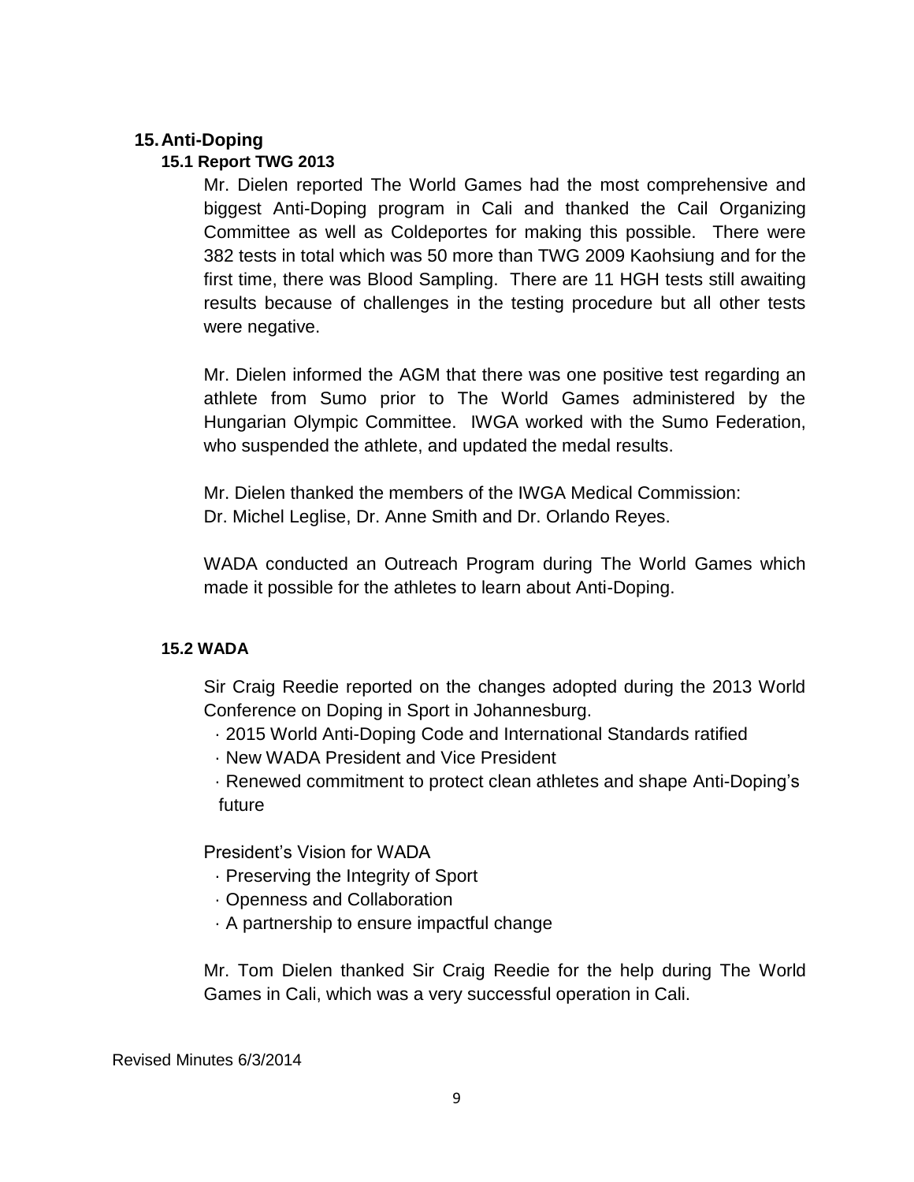## 15. Anti-Doping

### 15.1 Report TWG 2013

Mr. Dielen reported The World Games had the most comprehensive and biggest Anti-Doping program in Cali and thanked the Cail Organizing Committee as well as Coldeportes for making this possible. There were 382 tests in total which was 50 more than TWG 2009 Kaohsiung and for the first time, there was Blood Sampling. There are 11 HGH tests still awaiting results because of challenges in the testing procedure but all other tests were negative.

Mr. Dielen informed the AGM that there was one positive test regarding an athlete from Sumo prior to The World Games administered by the Hungarian Olympic Committee. IWGA worked with the Sumo Federation, who suspended the athlete, and updated the medal results.

Mr. Dielen thanked the members of the IWGA Medical Commission:
Dr. Michel Leglise, Dr. Anne Smith and Dr. Orlando Reyes.

WADA conducted an Outreach Program during The World Games which made it possible for the athletes to learn about Anti-Doping.

### 15.2 WADA

Sir Craig Reedie reported on the changes adopted during the 2013 World Conference on Doping in Sport in Johannesburg.

- 2015 World Anti-Doping Code and International Standards ratified
- New WADA President and Vice President
- Renewed commitment to protect clean athletes and shape Anti-Doping's future

President's Vision for WADA

- Preserving the Integrity of Sport
- Openness and Collaboration
- A partnership to ensure impactful change

Mr. Tom Dielen thanked Sir Craig Reedie for the help during The World Games in Cali, which was a very successful operation in Cali.

Revised Minutes 6/3/2014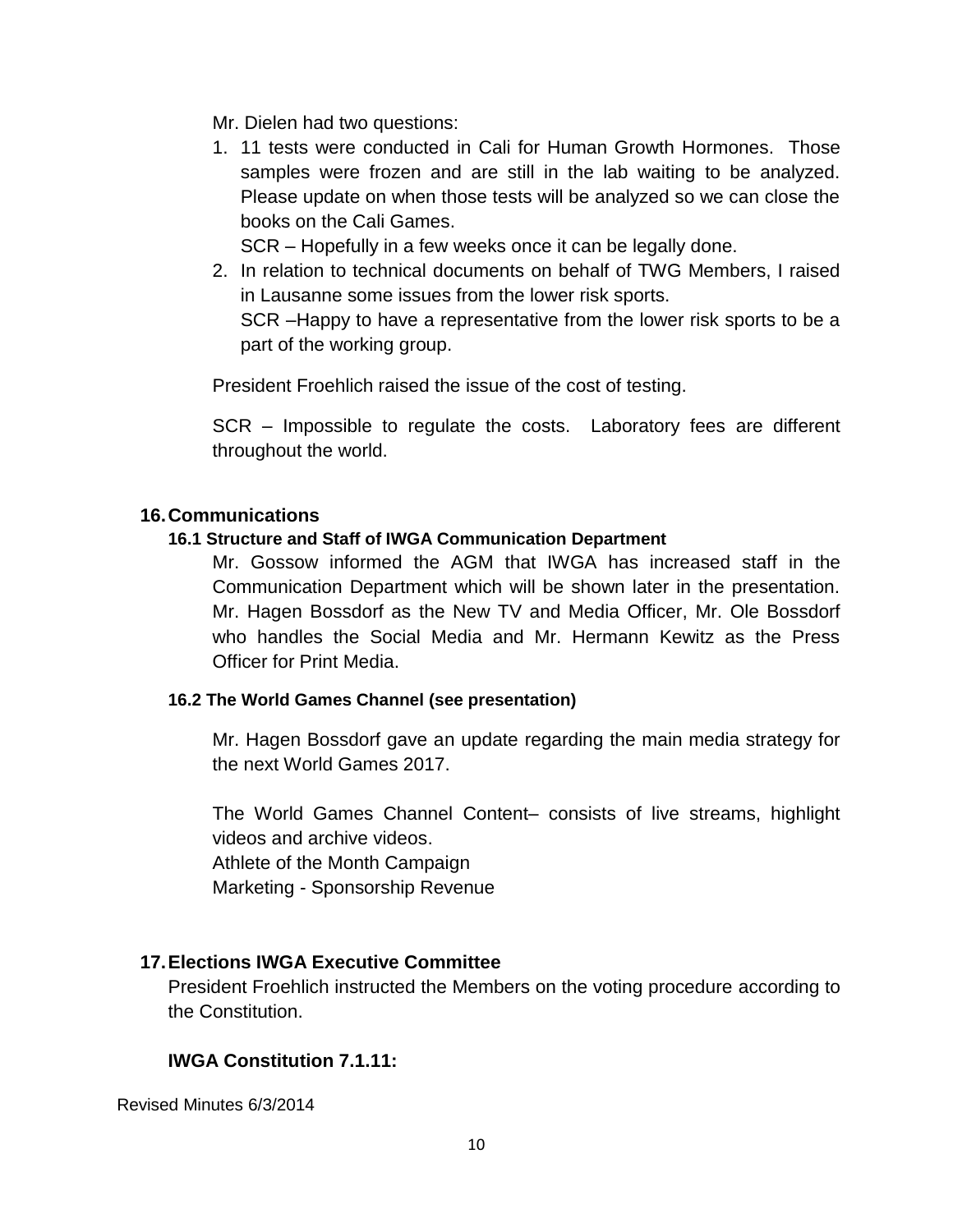Mr. Dielen had two questions:

1. 11 tests were conducted in Cali for Human Growth Hormones. Those samples were frozen and are still in the lab waiting to be analyzed. Please update on when those tests will be analyzed so we can close the books on the Cali Games.
   SCR – Hopefully in a few weeks once it can be legally done.
2. In relation to technical documents on behalf of TWG Members, I raised in Lausanne some issues from the lower risk sports.
   SCR –Happy to have a representative from the lower risk sports to be a part of the working group.

President Froehlich raised the issue of the cost of testing.

SCR – Impossible to regulate the costs. Laboratory fees are different throughout the world.

## 16. Communications

### 16.1 Structure and Staff of IWGA Communication Department

Mr. Gossow informed the AGM that IWGA has increased staff in the Communication Department which will be shown later in the presentation. Mr. Hagen Bossdorf as the New TV and Media Officer, Mr. Ole Bossdorf who handles the Social Media and Mr. Hermann Kewitz as the Press Officer for Print Media.

### 16.2 The World Games Channel (see presentation)

Mr. Hagen Bossdorf gave an update regarding the main media strategy for the next World Games 2017.

The World Games Channel Content– consists of live streams, highlight videos and archive videos.
Athlete of the Month Campaign
Marketing - Sponsorship Revenue

## 17. Elections IWGA Executive Committee

President Froehlich instructed the Members on the voting procedure according to the Constitution.

**IWGA Constitution 7.1.11:**

Revised Minutes 6/3/2014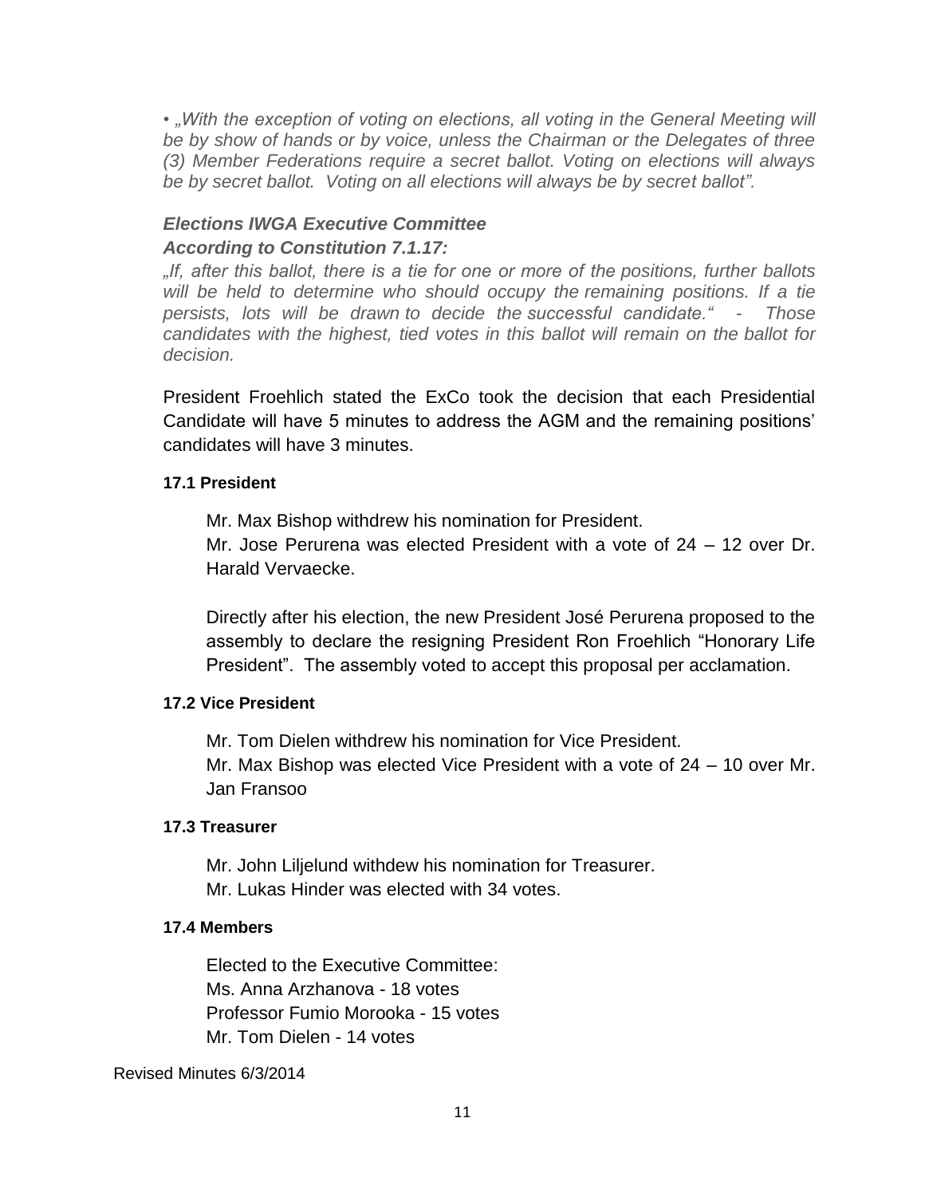*• „With the exception of voting on elections, all voting in the General Meeting will be by show of hands or by voice, unless the Chairman or the Delegates of three (3) Member Federations require a secret ballot. Voting on elections will always be by secret ballot. Voting on all elections will always be by secret ballot".*

***Elections IWGA Executive Committee***

***According to Constitution 7.1.17:***

*„If, after this ballot, there is a tie for one or more of the positions, further ballots will be held to determine who should occupy the remaining positions. If a tie persists, lots will be drawn to decide the successful candidate." - Those candidates with the highest, tied votes in this ballot will remain on the ballot for decision.*

President Froehlich stated the ExCo took the decision that each Presidential Candidate will have 5 minutes to address the AGM and the remaining positions' candidates will have 3 minutes.

**17.1 President**

Mr. Max Bishop withdrew his nomination for President.
Mr. Jose Perurena was elected President with a vote of 24 – 12 over Dr. Harald Vervaecke.

Directly after his election, the new President José Perurena proposed to the assembly to declare the resigning President Ron Froehlich "Honorary Life President". The assembly voted to accept this proposal per acclamation.

**17.2 Vice President**

Mr. Tom Dielen withdrew his nomination for Vice President.
Mr. Max Bishop was elected Vice President with a vote of 24 – 10 over Mr. Jan Fransoo

**17.3 Treasurer**

Mr. John Liljelund withdew his nomination for Treasurer.
Mr. Lukas Hinder was elected with 34 votes.

**17.4 Members**

Elected to the Executive Committee:
Ms. Anna Arzhanova - 18 votes
Professor Fumio Morooka - 15 votes
Mr. Tom Dielen - 14 votes

Revised Minutes 6/3/2014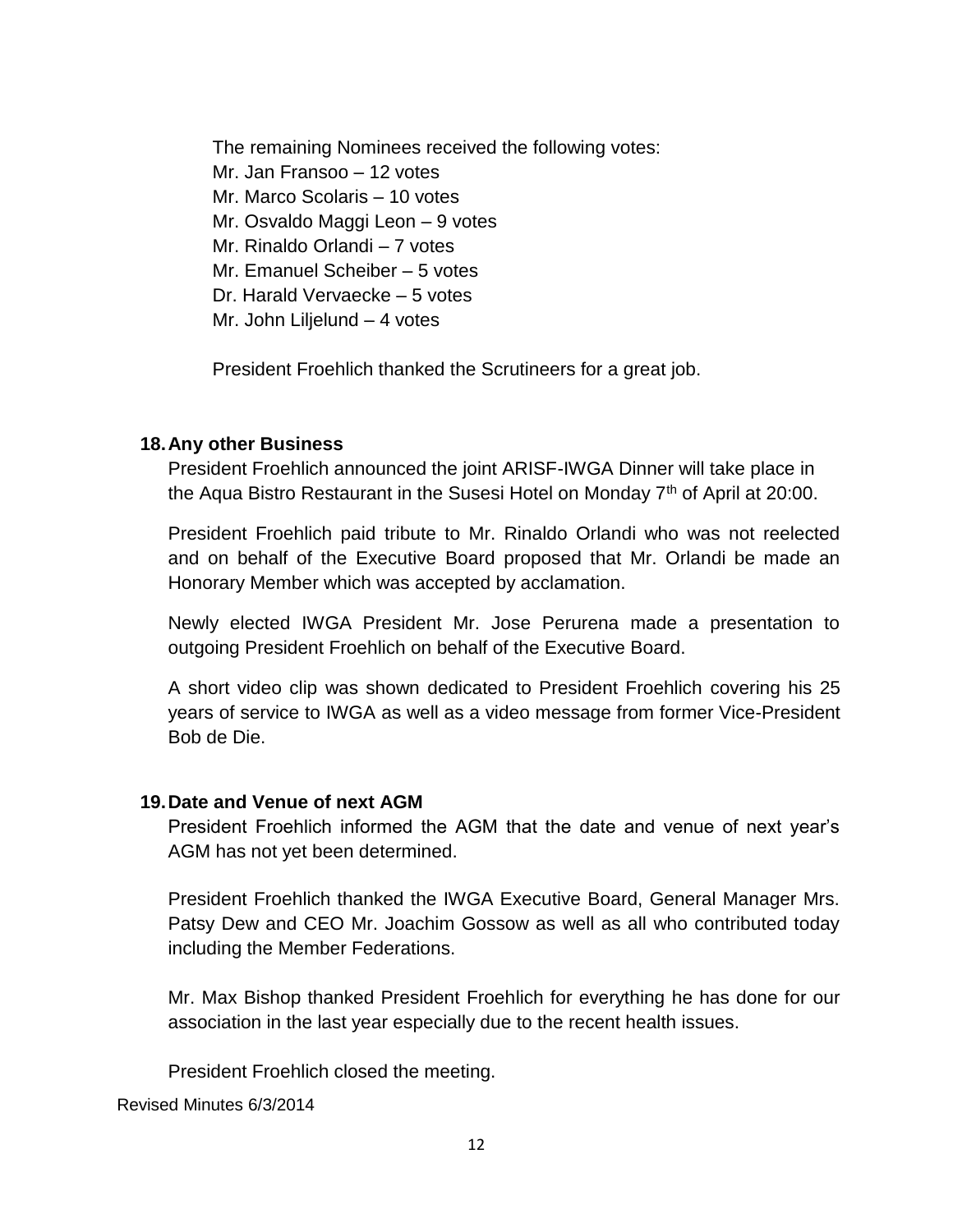The remaining Nominees received the following votes:

Mr. Jan Fransoo – 12 votes
Mr. Marco Scolaris – 10 votes
Mr. Osvaldo Maggi Leon – 9 votes
Mr. Rinaldo Orlandi – 7 votes
Mr. Emanuel Scheiber – 5 votes
Dr. Harald Vervaecke – 5 votes
Mr. John Liljelund – 4 votes

President Froehlich thanked the Scrutineers for a great job.

### 18. Any other Business

President Froehlich announced the joint ARISF-IWGA Dinner will take place in the Aqua Bistro Restaurant in the Susesi Hotel on Monday 7th of April at 20:00.

President Froehlich paid tribute to Mr. Rinaldo Orlandi who was not reelected and on behalf of the Executive Board proposed that Mr. Orlandi be made an Honorary Member which was accepted by acclamation.

Newly elected IWGA President Mr. Jose Perurena made a presentation to outgoing President Froehlich on behalf of the Executive Board.

A short video clip was shown dedicated to President Froehlich covering his 25 years of service to IWGA as well as a video message from former Vice-President Bob de Die.

### 19. Date and Venue of next AGM

President Froehlich informed the AGM that the date and venue of next year's AGM has not yet been determined.

President Froehlich thanked the IWGA Executive Board, General Manager Mrs. Patsy Dew and CEO Mr. Joachim Gossow as well as all who contributed today including the Member Federations.

Mr. Max Bishop thanked President Froehlich for everything he has done for our association in the last year especially due to the recent health issues.

President Froehlich closed the meeting.

Revised Minutes 6/3/2014